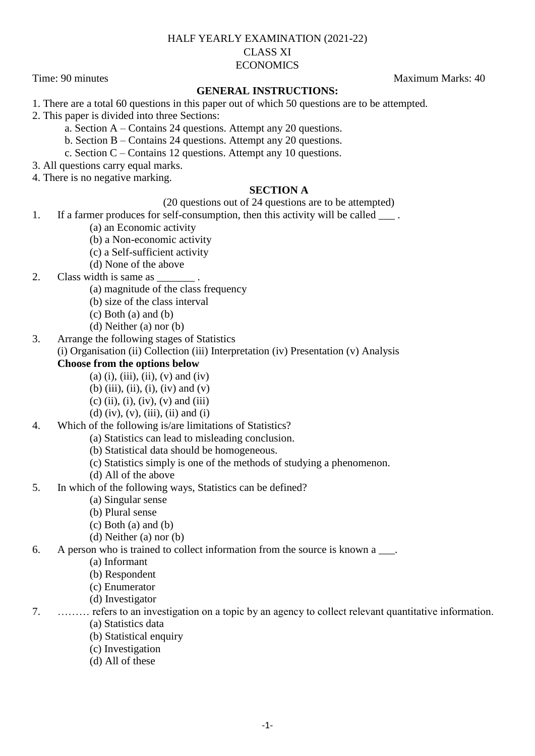# HALF YEARLY EXAMINATION (2021-22)
## CLASS XI
## ECONOMICS

Time: 90 minutes Maximum Marks: 40

**GENERAL INSTRUCTIONS:**

1. There are a total 60 questions in this paper out of which 50 questions are to be attempted.
2. This paper is divided into three Sections:
   a. Section A – Contains 24 questions. Attempt any 20 questions.
   b. Section B – Contains 24 questions. Attempt any 20 questions.
   c. Section C – Contains 12 questions. Attempt any 10 questions.
3. All questions carry equal marks.
4. There is no negative marking.

**SECTION A**

(20 questions out of 24 questions are to be attempted)

1. If a farmer produces for self-consumption, then this activity will be called ___ .
   (a) an Economic activity
   (b) a Non-economic activity
   (c) a Self-sufficient activity
   (d) None of the above

2. Class width is same as _______ .
   (a) magnitude of the class frequency
   (b) size of the class interval
   (c) Both (a) and (b)
   (d) Neither (a) nor (b)

3. Arrange the following stages of Statistics
   (i) Organisation (ii) Collection (iii) Interpretation (iv) Presentation (v) Analysis
   **Choose from the options below**
   (a) (i), (iii), (ii), (v) and (iv)
   (b) (iii), (ii), (i), (iv) and (v)
   (c) (ii), (i), (iv), (v) and (iii)
   (d) (iv), (v), (iii), (ii) and (i)

4. Which of the following is/are limitations of Statistics?
   (a) Statistics can lead to misleading conclusion.
   (b) Statistical data should be homogeneous.
   (c) Statistics simply is one of the methods of studying a phenomenon.
   (d) All of the above

5. In which of the following ways, Statistics can be defined?
   (a) Singular sense
   (b) Plural sense
   (c) Both (a) and (b)
   (d) Neither (a) nor (b)

6. A person who is trained to collect information from the source is known a ___.
   (a) Informant
   (b) Respondent
   (c) Enumerator
   (d) Investigator

7. ……… refers to an investigation on a topic by an agency to collect relevant quantitative information.
   (a) Statistics data
   (b) Statistical enquiry
   (c) Investigation
   (d) All of these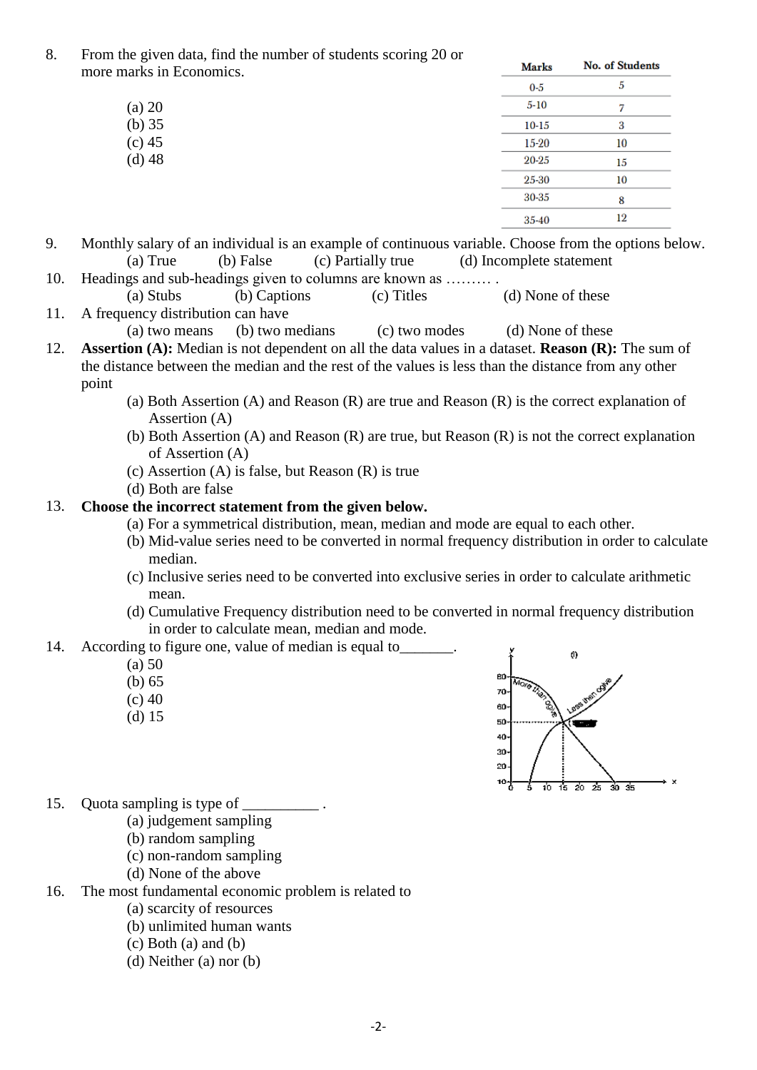8. From the given data, find the number of students scoring 20 or more marks in Economics.

(a) 20
(b) 35
(c) 45
(d) 48

| Marks | No. of Students |
|---|---|
| 0-5 | 5 |
| 5-10 | 7 |
| 10-15 | 3 |
| 15-20 | 10 |
| 20-25 | 15 |
| 25-30 | 10 |
| 30-35 | 8 |
| 35-40 | 12 |

9. Monthly salary of an individual is an example of continuous variable. Choose from the options below.
(a) True (b) False (c) Partially true (d) Incomplete statement

10. Headings and sub-headings given to columns are known as ……… .
(a) Stubs (b) Captions (c) Titles (d) None of these

11. A frequency distribution can have
(a) two means (b) two medians (c) two modes (d) None of these

12. **Assertion (A):** Median is not dependent on all the data values in a dataset. **Reason (R):** The sum of the distance between the median and the rest of the values is less than the distance from any other point
(a) Both Assertion (A) and Reason (R) are true and Reason (R) is the correct explanation of Assertion (A)
(b) Both Assertion (A) and Reason (R) are true, but Reason (R) is not the correct explanation of Assertion (A)
(c) Assertion (A) is false, but Reason (R) is true
(d) Both are false

13. **Choose the incorrect statement from the given below.**
(a) For a symmetrical distribution, mean, median and mode are equal to each other.
(b) Mid-value series need to be converted in normal frequency distribution in order to calculate median.
(c) Inclusive series need to be converted into exclusive series in order to calculate arithmetic mean.
(d) Cumulative Frequency distribution need to be converted in normal frequency distribution in order to calculate mean, median and mode.

14. According to figure one, value of median is equal to_______.
(a) 50
(b) 65
(c) 40
(d) 15

15. Quota sampling is type of __________ .
(a) judgement sampling
(b) random sampling
(c) non-random sampling
(d) None of the above

16. The most fundamental economic problem is related to
(a) scarcity of resources
(b) unlimited human wants
(c) Both (a) and (b)
(d) Neither (a) nor (b)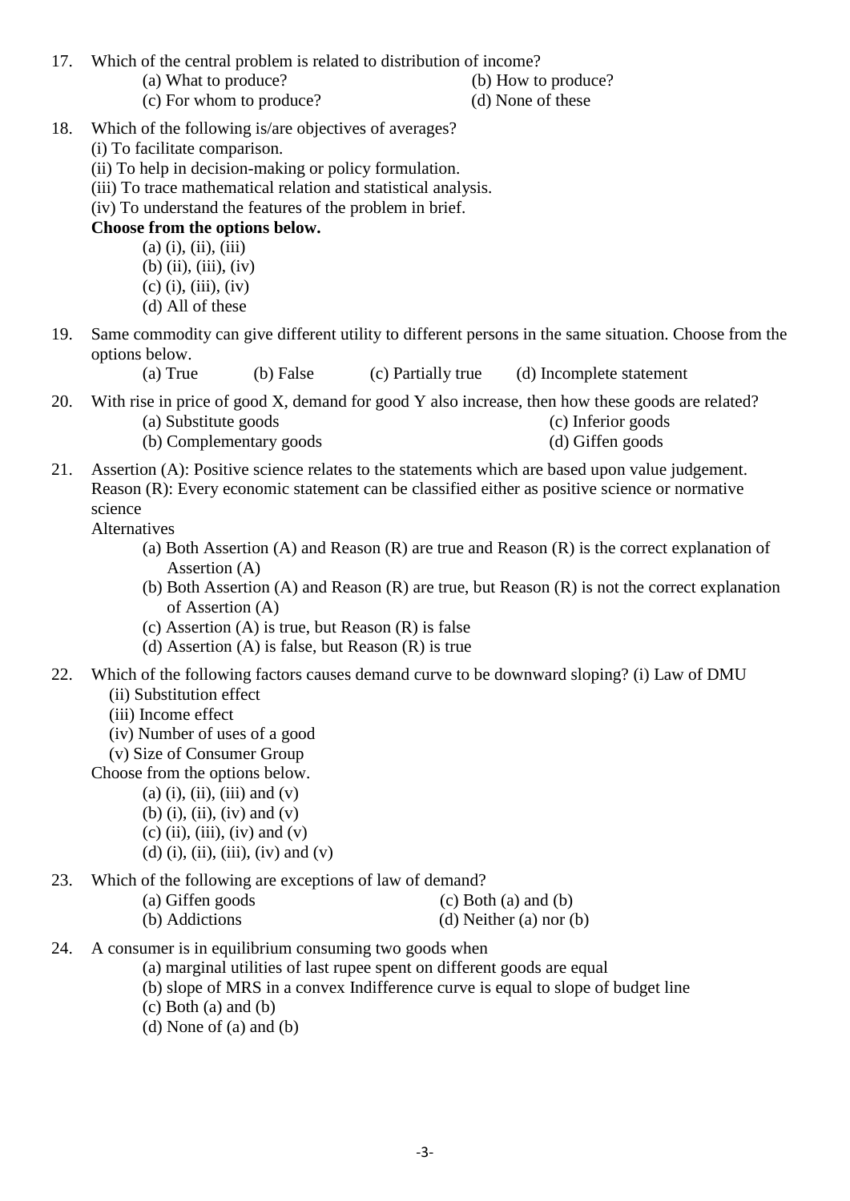17. Which of the central problem is related to distribution of income?

    (a) What to produce?
    (b) How to produce?
    (c) For whom to produce?
    (d) None of these

18. Which of the following is/are objectives of averages?

    (i) To facilitate comparison.
    (ii) To help in decision-making or policy formulation.
    (iii) To trace mathematical relation and statistical analysis.
    (iv) To understand the features of the problem in brief.

    **Choose from the options below.**

    (a) (i), (ii), (iii)
    (b) (ii), (iii), (iv)
    (c) (i), (iii), (iv)
    (d) All of these

19. Same commodity can give different utility to different persons in the same situation. Choose from the options below.

    (a) True (b) False (c) Partially true (d) Incomplete statement

20. With rise in price of good X, demand for good Y also increase, then how these goods are related?

    (a) Substitute goods
    (b) Complementary goods
    (c) Inferior goods
    (d) Giffen goods

21. Assertion (A): Positive science relates to the statements which are based upon value judgement.
    Reason (R): Every economic statement can be classified either as positive science or normative science

    Alternatives

    (a) Both Assertion (A) and Reason (R) are true and Reason (R) is the correct explanation of Assertion (A)
    (b) Both Assertion (A) and Reason (R) are true, but Reason (R) is not the correct explanation of Assertion (A)
    (c) Assertion (A) is true, but Reason (R) is false
    (d) Assertion (A) is false, but Reason (R) is true

22. Which of the following factors causes demand curve to be downward sloping? (i) Law of DMU

    (ii) Substitution effect
    (iii) Income effect
    (iv) Number of uses of a good
    (v) Size of Consumer Group

    Choose from the options below.

    (a) (i), (ii), (iii) and (v)
    (b) (i), (ii), (iv) and (v)
    (c) (ii), (iii), (iv) and (v)
    (d) (i), (ii), (iii), (iv) and (v)

23. Which of the following are exceptions of law of demand?

    (a) Giffen goods
    (b) Addictions
    (c) Both (a) and (b)
    (d) Neither (a) nor (b)

24. A consumer is in equilibrium consuming two goods when

    (a) marginal utilities of last rupee spent on different goods are equal
    (b) slope of MRS in a convex Indifference curve is equal to slope of budget line
    (c) Both (a) and (b)
    (d) None of (a) and (b)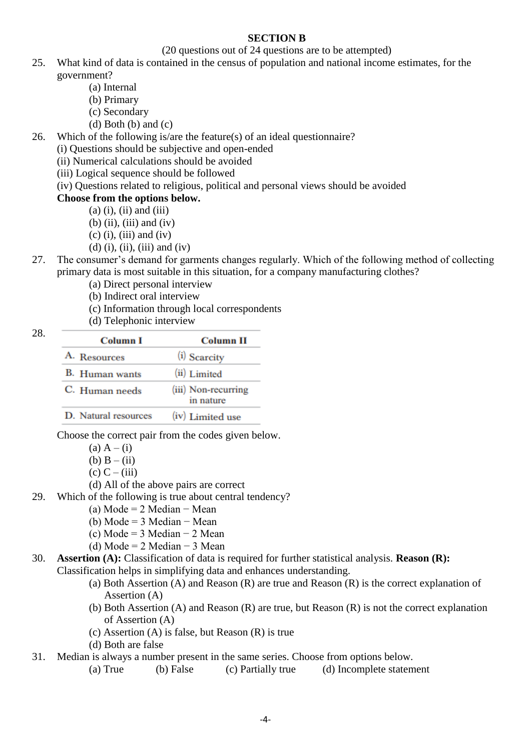## SECTION B

(20 questions out of 24 questions are to be attempted)

25. What kind of data is contained in the census of population and national income estimates, for the government?
    - (a) Internal
    - (b) Primary
    - (c) Secondary
    - (d) Both (b) and (c)

26. Which of the following is/are the feature(s) of an ideal questionnaire?
    (i) Questions should be subjective and open-ended
    (ii) Numerical calculations should be avoided
    (iii) Logical sequence should be followed
    (iv) Questions related to religious, political and personal views should be avoided
    **Choose from the options below.**
    - (a) (i), (ii) and (iii)
    - (b) (ii), (iii) and (iv)
    - (c) (i), (iii) and (iv)
    - (d) (i), (ii), (iii) and (iv)

27. The consumer's demand for garments changes regularly. Which of the following method of collecting primary data is most suitable in this situation, for a company manufacturing clothes?
    - (a) Direct personal interview
    - (b) Indirect oral interview
    - (c) Information through local correspondents
    - (d) Telephonic interview

28.

| Column I | Column II |
|---|---|
| A. Resources | (i) Scarcity |
| B. Human wants | (ii) Limited |
| C. Human needs | (iii) Non-recurring in nature |
| D. Natural resources | (iv) Limited use |

Choose the correct pair from the codes given below.
- (a) A – (i)
- (b) B – (ii)
- (c) C – (iii)
- (d) All of the above pairs are correct

29. Which of the following is true about central tendency?
    - (a) Mode = 2 Median − Mean
    - (b) Mode = 3 Median − Mean
    - (c) Mode = 3 Median − 2 Mean
    - (d) Mode = 2 Median − 3 Mean

30. **Assertion (A):** Classification of data is required for further statistical analysis. **Reason (R):** Classification helps in simplifying data and enhances understanding.
    - (a) Both Assertion (A) and Reason (R) are true and Reason (R) is the correct explanation of Assertion (A)
    - (b) Both Assertion (A) and Reason (R) are true, but Reason (R) is not the correct explanation of Assertion (A)
    - (c) Assertion (A) is false, but Reason (R) is true
    - (d) Both are false

31. Median is always a number present in the same series. Choose from options below.
    (a) True (b) False (c) Partially true (d) Incomplete statement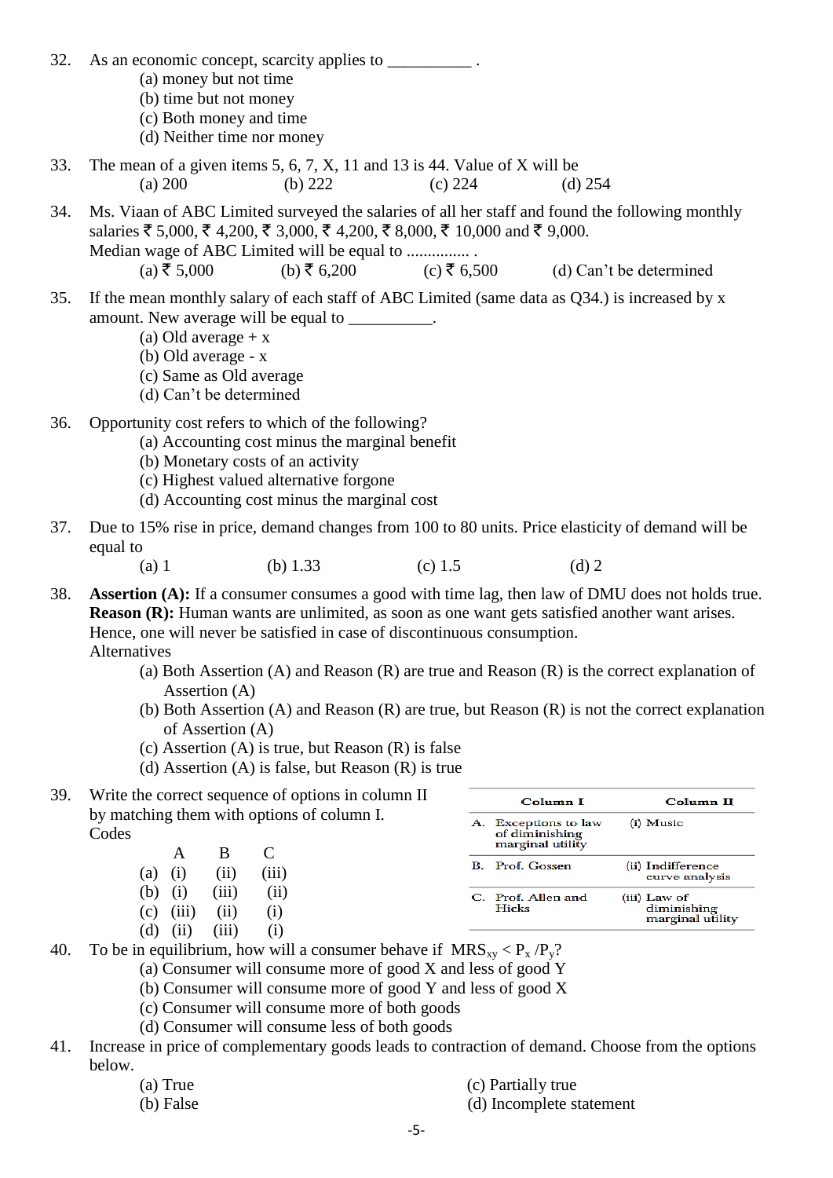32. As an economic concept, scarcity applies to __________ .

    (a) money but not time
    (b) time but not money
    (c) Both money and time
    (d) Neither time nor money

33. The mean of a given items 5, 6, 7, X, 11 and 13 is 44. Value of X will be

    (a) 200 (b) 222 (c) 224 (d) 254

34. Ms. Viaan of ABC Limited surveyed the salaries of all her staff and found the following monthly salaries ₹ 5,000, ₹ 4,200, ₹ 3,000, ₹ 4,200, ₹ 8,000, ₹ 10,000 and ₹ 9,000. Median wage of ABC Limited will be equal to ............... .

    (a) ₹ 5,000 (b) ₹ 6,200 (c) ₹ 6,500 (d) Can't be determined

35. If the mean monthly salary of each staff of ABC Limited (same data as Q34.) is increased by x amount. New average will be equal to __________.

    (a) Old average + x
    (b) Old average - x
    (c) Same as Old average
    (d) Can't be determined

36. Opportunity cost refers to which of the following?

    (a) Accounting cost minus the marginal benefit
    (b) Monetary costs of an activity
    (c) Highest valued alternative forgone
    (d) Accounting cost minus the marginal cost

37. Due to 15% rise in price, demand changes from 100 to 80 units. Price elasticity of demand will be equal to

    (a) 1 (b) 1.33 (c) 1.5 (d) 2

38. **Assertion (A):** If a consumer consumes a good with time lag, then law of DMU does not holds true.
    **Reason (R):** Human wants are unlimited, as soon as one want gets satisfied another want arises. Hence, one will never be satisfied in case of discontinuous consumption.
    Alternatives

    (a) Both Assertion (A) and Reason (R) are true and Reason (R) is the correct explanation of Assertion (A)
    (b) Both Assertion (A) and Reason (R) are true, but Reason (R) is not the correct explanation of Assertion (A)
    (c) Assertion (A) is true, but Reason (R) is false
    (d) Assertion (A) is false, but Reason (R) is true

39. Write the correct sequence of options in column II by matching them with options of column I.

| Column I | Column II |
|---|---|
| A. Exceptions to law of diminishing marginal utility | (i) Music |
| B. Prof. Gossen | (ii) Indifference curve analysis |
| C. Prof. Allen and Hicks | (iii) Law of diminishing marginal utility |

Codes

|  | A | B | C |
|---|---|---|---|
| (a) | (i) | (ii) | (iii) |
| (b) | (i) | (iii) | (ii) |
| (c) | (iii) | (ii) | (i) |
| (d) | (ii) | (iii) | (i) |

40. To be in equilibrium, how will a consumer behave if $MRS_{xy} < P_x / P_y$?

    (a) Consumer will consume more of good X and less of good Y
    (b) Consumer will consume more of good Y and less of good X
    (c) Consumer will consume more of both goods
    (d) Consumer will consume less of both goods

41. Increase in price of complementary goods leads to contraction of demand. Choose from the options below.

    (a) True
    (b) False
    (c) Partially true
    (d) Incomplete statement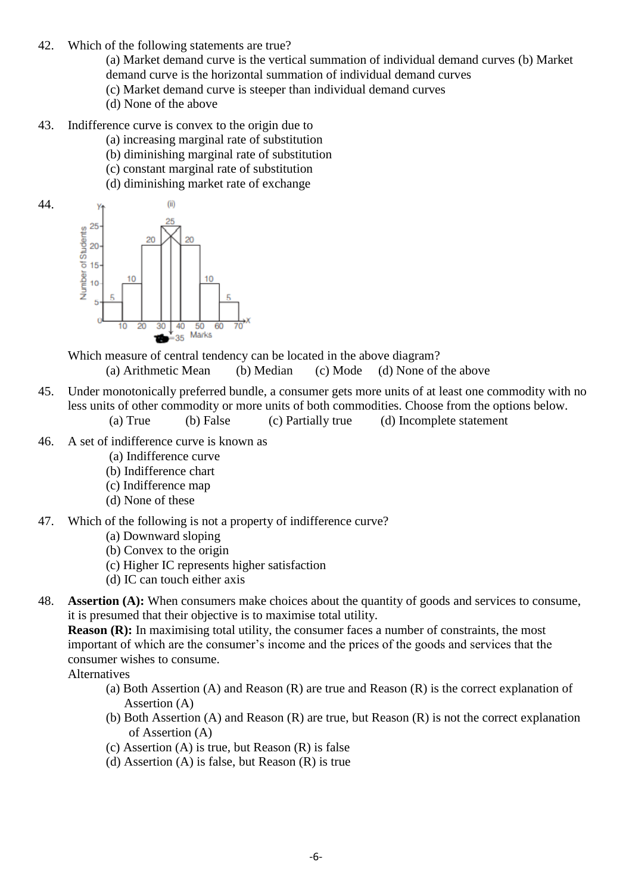42. Which of the following statements are true?

    (a) Market demand curve is the vertical summation of individual demand curves (b) Market demand curve is the horizontal summation of individual demand curves

    (c) Market demand curve is steeper than individual demand curves

    (d) None of the above

43. Indifference curve is convex to the origin due to

    (a) increasing marginal rate of substitution

    (b) diminishing marginal rate of substitution

    (c) constant marginal rate of substitution

    (d) diminishing market rate of exchange

44. Which measure of central tendency can be located in the above diagram?

    (a) Arithmetic Mean (b) Median (c) Mode (d) None of the above

45. Under monotonically preferred bundle, a consumer gets more units of at least one commodity with no less units of other commodity or more units of both commodities. Choose from the options below.

    (a) True (b) False (c) Partially true (d) Incomplete statement

46. A set of indifference curve is known as

    (a) Indifference curve

    (b) Indifference chart

    (c) Indifference map

    (d) None of these

47. Which of the following is not a property of indifference curve?

    (a) Downward sloping

    (b) Convex to the origin

    (c) Higher IC represents higher satisfaction

    (d) IC can touch either axis

48. **Assertion (A):** When consumers make choices about the quantity of goods and services to consume, it is presumed that their objective is to maximise total utility.

    **Reason (R):** In maximising total utility, the consumer faces a number of constraints, the most important of which are the consumer's income and the prices of the goods and services that the consumer wishes to consume.

    Alternatives

    (a) Both Assertion (A) and Reason (R) are true and Reason (R) is the correct explanation of Assertion (A)

    (b) Both Assertion (A) and Reason (R) are true, but Reason (R) is not the correct explanation of Assertion (A)

    (c) Assertion (A) is true, but Reason (R) is false

    (d) Assertion (A) is false, but Reason (R) is true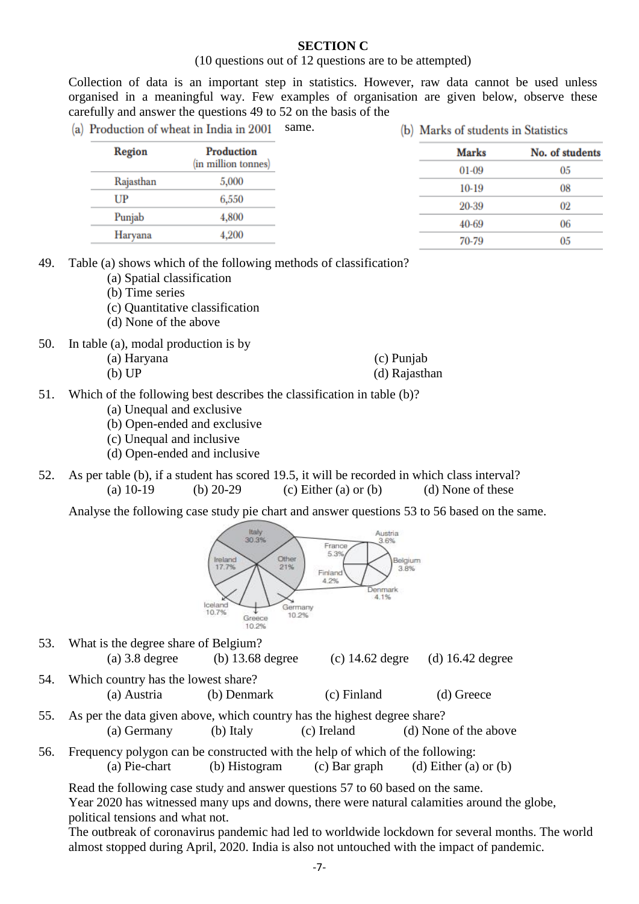**SECTION C**

(10 questions out of 12 questions are to be attempted)

Collection of data is an important step in statistics. However, raw data cannot be used unless organised in a meaningful way. Few examples of organisation are given below, observe these carefully and answer the questions 49 to 52 on the basis of the same.

(a) Production of wheat in India in 2001

| Region | Production (in million tonnes) |
|---|---|
| Rajasthan | 5,000 |
| UP | 6,550 |
| Punjab | 4,800 |
| Haryana | 4,200 |

(b) Marks of students in Statistics

| Marks | No. of students |
|---|---|
| 01-09 | 05 |
| 10-19 | 08 |
| 20-39 | 02 |
| 40-69 | 06 |
| 70-79 | 05 |

49. Table (a) shows which of the following methods of classification?
    (a) Spatial classification
    (b) Time series
    (c) Quantitative classification
    (d) None of the above

50. In table (a), modal production is by
    (a) Haryana
    (b) UP
    (c) Punjab
    (d) Rajasthan

51. Which of the following best describes the classification in table (b)?
    (a) Unequal and exclusive
    (b) Open-ended and exclusive
    (c) Unequal and inclusive
    (d) Open-ended and inclusive

52. As per table (b), if a student has scored 19.5, it will be recorded in which class interval?
    (a) 10-19 (b) 20-29 (c) Either (a) or (b) (d) None of these

Analyse the following case study pie chart and answer questions 53 to 56 based on the same.

Italy 30.3%, Ireland 17.7%, Other 21%, Iceland 10.7%, Greece 10.2%, Germany 10.2%; France 5.3%, Austria 3.6%, Belgium 3.8%, Finland 4.2%, Denmark 4.1%

53. What is the degree share of Belgium?
    (a) 3.8 degree (b) 13.68 degree (c) 14.62 degre (d) 16.42 degree

54. Which country has the lowest share?
    (a) Austria (b) Denmark (c) Finland (d) Greece

55. As per the data given above, which country has the highest degree share?
    (a) Germany (b) Italy (c) Ireland (d) None of the above

56. Frequency polygon can be constructed with the help of which of the following:
    (a) Pie-chart (b) Histogram (c) Bar graph (d) Either (a) or (b)

Read the following case study and answer questions 57 to 60 based on the same.
Year 2020 has witnessed many ups and downs, there were natural calamities around the globe, political tensions and what not.
The outbreak of coronavirus pandemic had led to worldwide lockdown for several months. The world almost stopped during April, 2020. India is also not untouched with the impact of pandemic.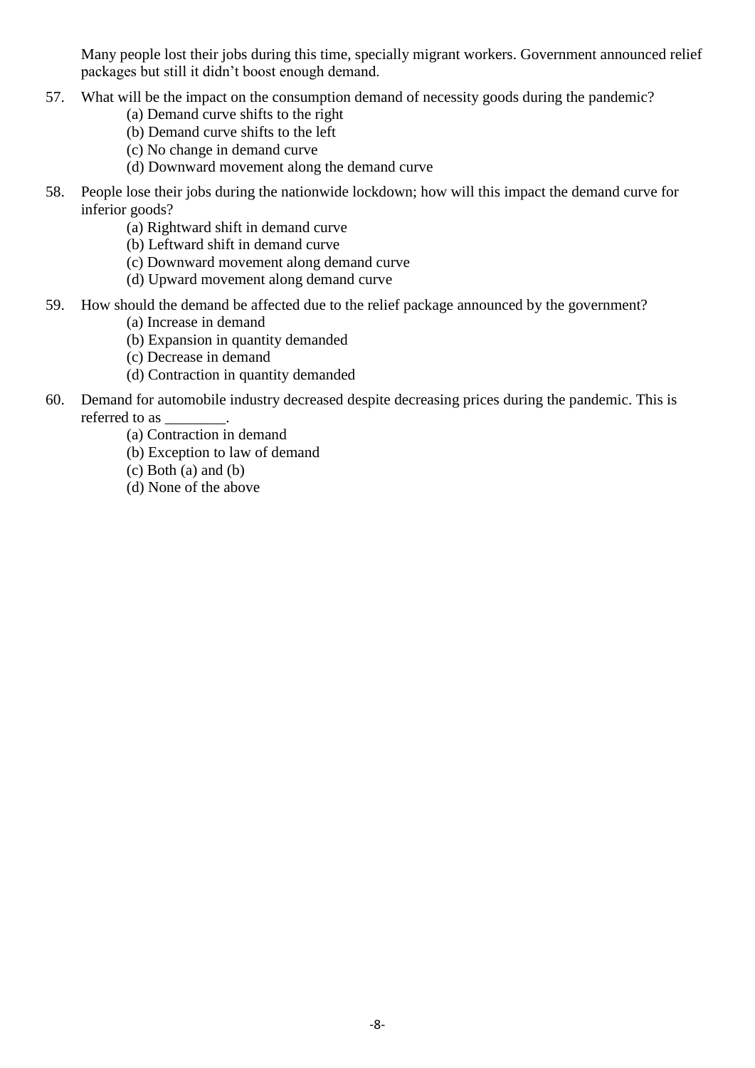Many people lost their jobs during this time, specially migrant workers. Government announced relief packages but still it didn't boost enough demand.

57. What will be the impact on the consumption demand of necessity goods during the pandemic?
    - (a) Demand curve shifts to the right
    - (b) Demand curve shifts to the left
    - (c) No change in demand curve
    - (d) Downward movement along the demand curve

58. People lose their jobs during the nationwide lockdown; how will this impact the demand curve for inferior goods?
    - (a) Rightward shift in demand curve
    - (b) Leftward shift in demand curve
    - (c) Downward movement along demand curve
    - (d) Upward movement along demand curve

59. How should the demand be affected due to the relief package announced by the government?
    - (a) Increase in demand
    - (b) Expansion in quantity demanded
    - (c) Decrease in demand
    - (d) Contraction in quantity demanded

60. Demand for automobile industry decreased despite decreasing prices during the pandemic. This is referred to as ________.
    - (a) Contraction in demand
    - (b) Exception to law of demand
    - (c) Both (a) and (b)
    - (d) None of the above